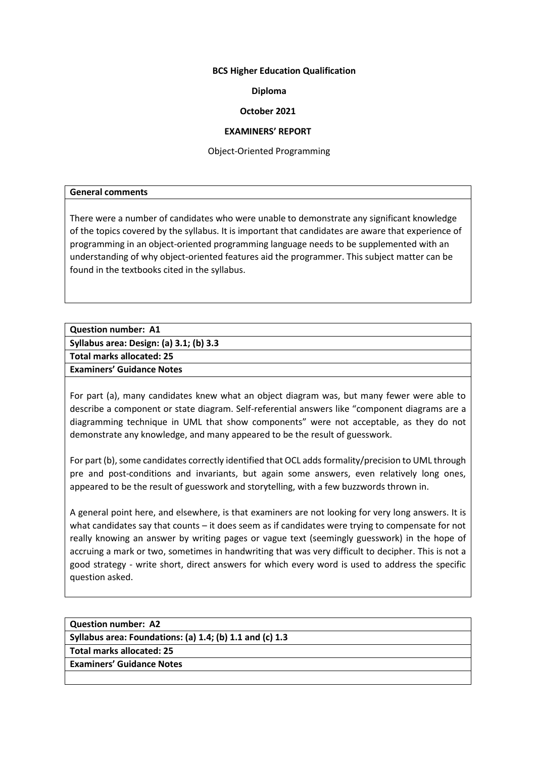**BCS Higher Education Qualification**

**Diploma**

**October 2021**

**EXAMINERS' REPORT**

Object-Oriented Programming

| **General comments** |
| --- |
| There were a number of candidates who were unable to demonstrate any significant knowledge of the topics covered by the syllabus. It is important that candidates are aware that experience of programming in an object-oriented programming language needs to be supplemented with an understanding of why object-oriented features aid the programmer. This subject matter can be found in the textbooks cited in the syllabus. |

| **Question number: A1** |
| --- |
| **Syllabus area: Design: (a) 3.1; (b) 3.3** |
| **Total marks allocated: 25** |
| **Examiners' Guidance Notes** |
| For part (a), many candidates knew what an object diagram was, but many fewer were able to describe a component or state diagram. Self-referential answers like "component diagrams are a diagramming technique in UML that show components" were not acceptable, as they do not demonstrate any knowledge, and many appeared to be the result of guesswork.<br><br>For part (b), some candidates correctly identified that OCL adds formality/precision to UML through pre and post-conditions and invariants, but again some answers, even relatively long ones, appeared to be the result of guesswork and storytelling, with a few buzzwords thrown in.<br><br>A general point here, and elsewhere, is that examiners are not looking for very long answers. It is what candidates say that counts – it does seem as if candidates were trying to compensate for not really knowing an answer by writing pages or vague text (seemingly guesswork) in the hope of accruing a mark or two, sometimes in handwriting that was very difficult to decipher. This is not a good strategy - write short, direct answers for which every word is used to address the specific question asked. |

| **Question number: A2** |
| --- |
| **Syllabus area: Foundations: (a) 1.4; (b) 1.1 and (c) 1.3** |
| **Total marks allocated: 25** |
| **Examiners' Guidance Notes** |
| |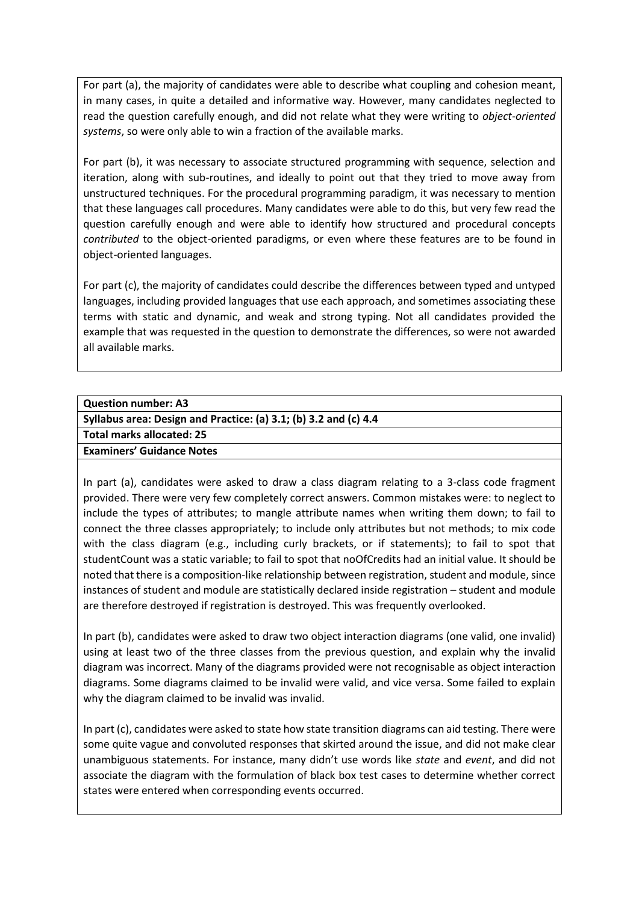For part (a), the majority of candidates were able to describe what coupling and cohesion meant, in many cases, in quite a detailed and informative way. However, many candidates neglected to read the question carefully enough, and did not relate what they were writing to *object-oriented systems*, so were only able to win a fraction of the available marks.

For part (b), it was necessary to associate structured programming with sequence, selection and iteration, along with sub-routines, and ideally to point out that they tried to move away from unstructured techniques. For the procedural programming paradigm, it was necessary to mention that these languages call procedures. Many candidates were able to do this, but very few read the question carefully enough and were able to identify how structured and procedural concepts *contributed* to the object-oriented paradigms, or even where these features are to be found in object-oriented languages.

For part (c), the majority of candidates could describe the differences between typed and untyped languages, including provided languages that use each approach, and sometimes associating these terms with static and dynamic, and weak and strong typing. Not all candidates provided the example that was requested in the question to demonstrate the differences, so were not awarded all available marks.

| **Question number: A3** |
|---|
| **Syllabus area: Design and Practice: (a) 3.1; (b) 3.2 and (c) 4.4** |
| **Total marks allocated: 25** |
| **Examiners' Guidance Notes** |

In part (a), candidates were asked to draw a class diagram relating to a 3-class code fragment provided. There were very few completely correct answers. Common mistakes were: to neglect to include the types of attributes; to mangle attribute names when writing them down; to fail to connect the three classes appropriately; to include only attributes but not methods; to mix code with the class diagram (e.g., including curly brackets, or if statements); to fail to spot that studentCount was a static variable; to fail to spot that noOfCredits had an initial value. It should be noted that there is a composition-like relationship between registration, student and module, since instances of student and module are statistically declared inside registration – student and module are therefore destroyed if registration is destroyed. This was frequently overlooked.

In part (b), candidates were asked to draw two object interaction diagrams (one valid, one invalid) using at least two of the three classes from the previous question, and explain why the invalid diagram was incorrect. Many of the diagrams provided were not recognisable as object interaction diagrams. Some diagrams claimed to be invalid were valid, and vice versa. Some failed to explain why the diagram claimed to be invalid was invalid.

In part (c), candidates were asked to state how state transition diagrams can aid testing. There were some quite vague and convoluted responses that skirted around the issue, and did not make clear unambiguous statements. For instance, many didn't use words like *state* and *event*, and did not associate the diagram with the formulation of black box test cases to determine whether correct states were entered when corresponding events occurred.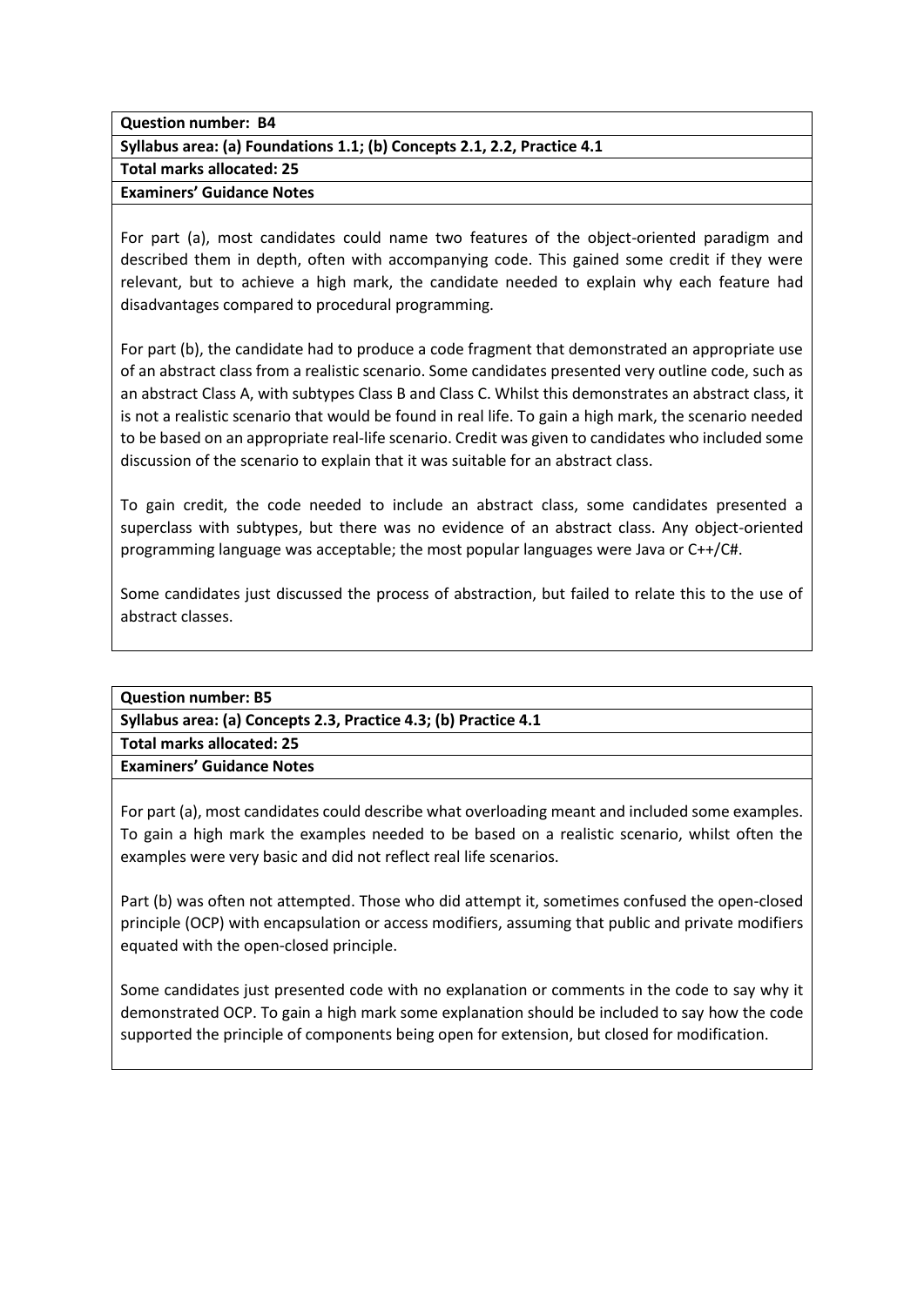**Question number: B4**

**Syllabus area: (a) Foundations 1.1; (b) Concepts 2.1, 2.2, Practice 4.1**

**Total marks allocated: 25**

**Examiners' Guidance Notes**

For part (a), most candidates could name two features of the object-oriented paradigm and described them in depth, often with accompanying code. This gained some credit if they were relevant, but to achieve a high mark, the candidate needed to explain why each feature had disadvantages compared to procedural programming.

For part (b), the candidate had to produce a code fragment that demonstrated an appropriate use of an abstract class from a realistic scenario. Some candidates presented very outline code, such as an abstract Class A, with subtypes Class B and Class C. Whilst this demonstrates an abstract class, it is not a realistic scenario that would be found in real life. To gain a high mark, the scenario needed to be based on an appropriate real-life scenario. Credit was given to candidates who included some discussion of the scenario to explain that it was suitable for an abstract class.

To gain credit, the code needed to include an abstract class, some candidates presented a superclass with subtypes, but there was no evidence of an abstract class. Any object-oriented programming language was acceptable; the most popular languages were Java or C++/C#.

Some candidates just discussed the process of abstraction, but failed to relate this to the use of abstract classes.

**Question number: B5**

**Syllabus area: (a) Concepts 2.3, Practice 4.3; (b) Practice 4.1**

**Total marks allocated: 25**

**Examiners' Guidance Notes**

For part (a), most candidates could describe what overloading meant and included some examples. To gain a high mark the examples needed to be based on a realistic scenario, whilst often the examples were very basic and did not reflect real life scenarios.

Part (b) was often not attempted. Those who did attempt it, sometimes confused the open-closed principle (OCP) with encapsulation or access modifiers, assuming that public and private modifiers equated with the open-closed principle.

Some candidates just presented code with no explanation or comments in the code to say why it demonstrated OCP. To gain a high mark some explanation should be included to say how the code supported the principle of components being open for extension, but closed for modification.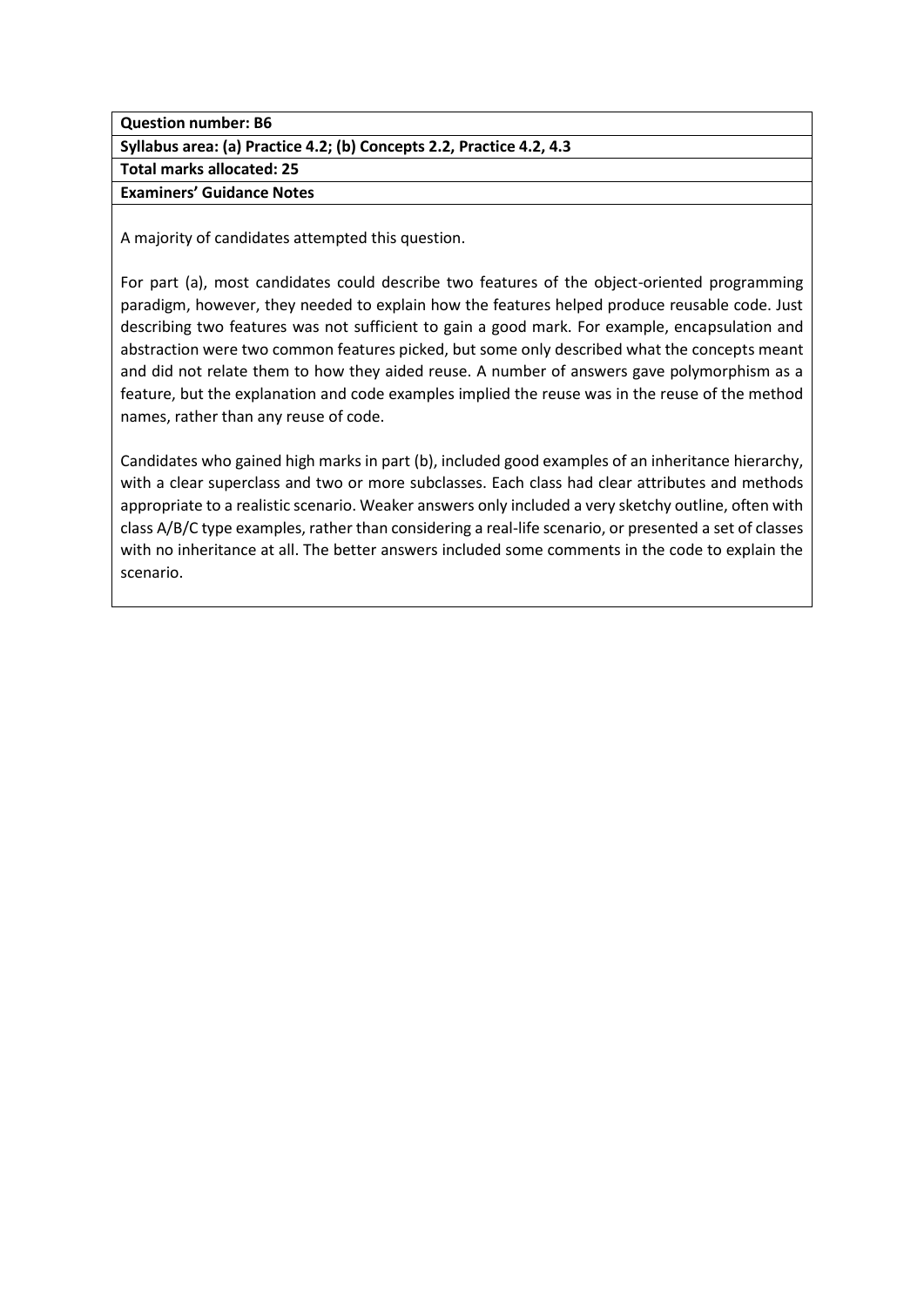| |
|---|
| **Question number: B6** |
| **Syllabus area: (a) Practice 4.2; (b) Concepts 2.2, Practice 4.2, 4.3** |
| **Total marks allocated: 25** |
| **Examiners' Guidance Notes** |
| A majority of candidates attempted this question.<br><br>For part (a), most candidates could describe two features of the object-oriented programming paradigm, however, they needed to explain how the features helped produce reusable code. Just describing two features was not sufficient to gain a good mark. For example, encapsulation and abstraction were two common features picked, but some only described what the concepts meant and did not relate them to how they aided reuse. A number of answers gave polymorphism as a feature, but the explanation and code examples implied the reuse was in the reuse of the method names, rather than any reuse of code.<br><br>Candidates who gained high marks in part (b), included good examples of an inheritance hierarchy, with a clear superclass and two or more subclasses. Each class had clear attributes and methods appropriate to a realistic scenario. Weaker answers only included a very sketchy outline, often with class A/B/C type examples, rather than considering a real-life scenario, or presented a set of classes with no inheritance at all. The better answers included some comments in the code to explain the scenario. |